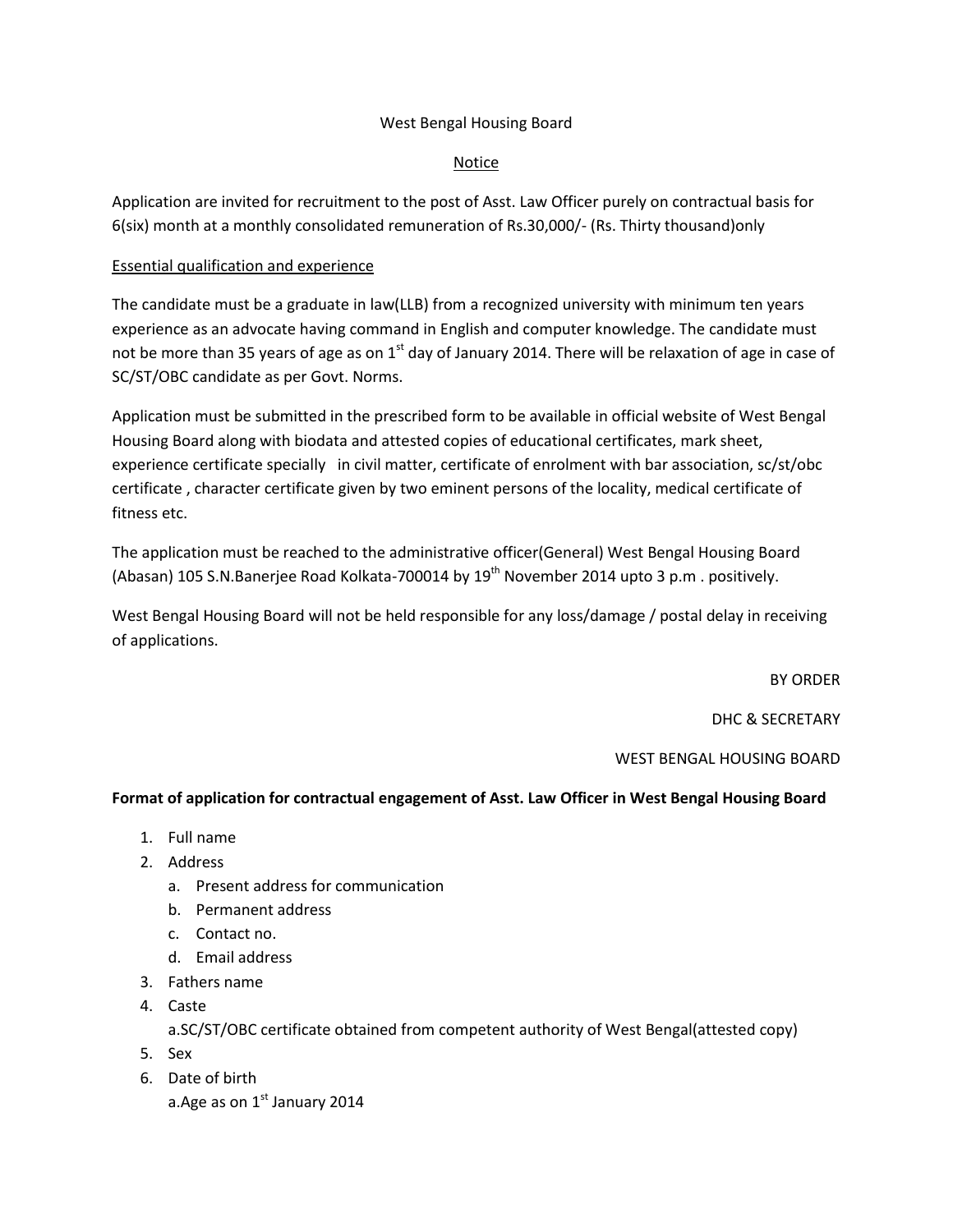West Bengal Housing Board

Notice

Application are invited for recruitment to the post of Asst. Law Officer purely on contractual basis for 6(six) month at a monthly consolidated remuneration of Rs.30,000/- (Rs. Thirty thousand)only

Essential qualification and experience

The candidate must be a graduate in law(LLB) from a recognized university with minimum ten years experience as an advocate having command in English and computer knowledge. The candidate must not be more than 35 years of age as on 1st day of January 2014. There will be relaxation of age in case of SC/ST/OBC candidate as per Govt. Norms.

Application must be submitted in the prescribed form to be available in official website of West Bengal Housing Board along with biodata and attested copies of educational certificates, mark sheet, experience certificate specially in civil matter, certificate of enrolment with bar association, sc/st/obc certificate , character certificate given by two eminent persons of the locality, medical certificate of fitness etc.

The application must be reached to the administrative officer(General) West Bengal Housing Board (Abasan) 105 S.N.Banerjee Road Kolkata-700014 by 19th November 2014 upto 3 p.m . positively.

West Bengal Housing Board will not be held responsible for any loss/damage / postal delay in receiving of applications.

BY ORDER

DHC & SECRETARY

WEST BENGAL HOUSING BOARD

**Format of application for contractual engagement of Asst. Law Officer in West Bengal Housing Board**

1. Full name
2. Address
   a. Present address for communication
   b. Permanent address
   c. Contact no.
   d. Email address
3. Fathers name
4. Caste
   a.SC/ST/OBC certificate obtained from competent authority of West Bengal(attested copy)
5. Sex
6. Date of birth
   a.Age as on 1st January 2014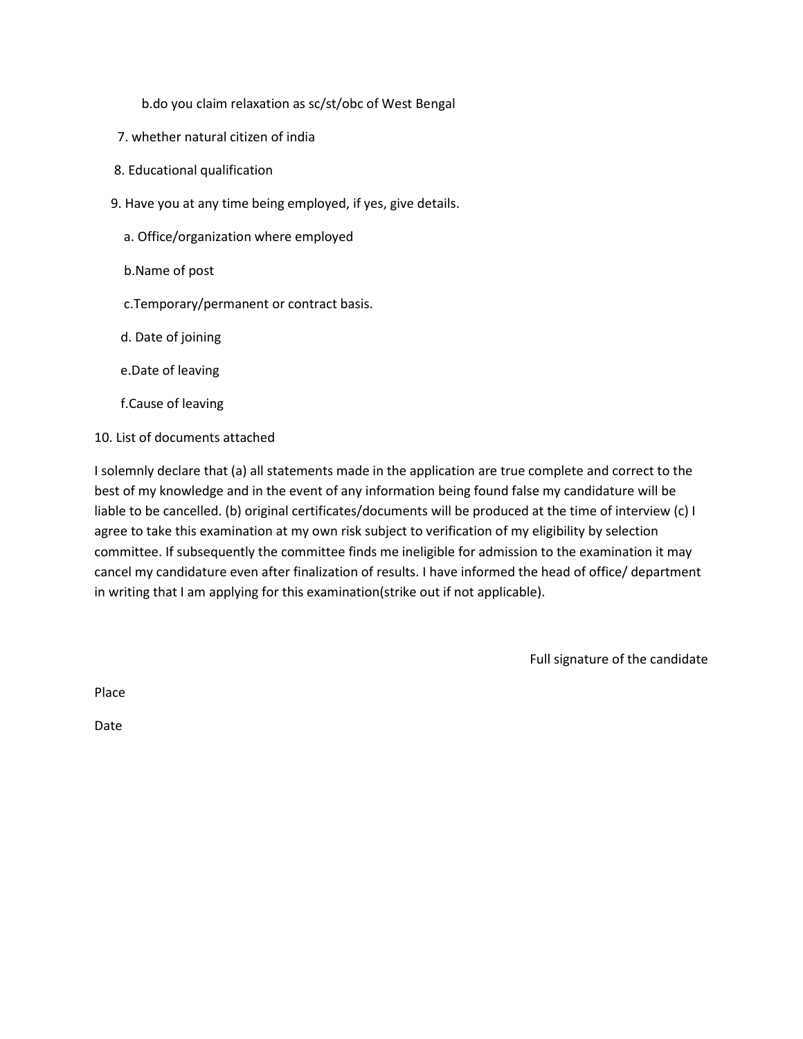b.do you claim relaxation as sc/st/obc of West Bengal

7. whether natural citizen of india

8. Educational qualification

9. Have you at any time being employed, if yes, give details.

a. Office/organization where employed

b.Name of post

c.Temporary/permanent or contract basis.

d. Date of joining

e.Date of leaving

f.Cause of leaving

10. List of documents attached

I solemnly declare that (a) all statements made in the application are true complete and correct to the best of my knowledge and in the event of any information being found false my candidature will be liable to be cancelled. (b) original certificates/documents will be produced at the time of interview (c) I agree to take this examination at my own risk subject to verification of my eligibility by selection committee. If subsequently the committee finds me ineligible for admission to the examination it may cancel my candidature even after finalization of results. I have informed the head of office/ department in writing that I am applying for this examination(strike out if not applicable).

Full signature of the candidate

Place

Date